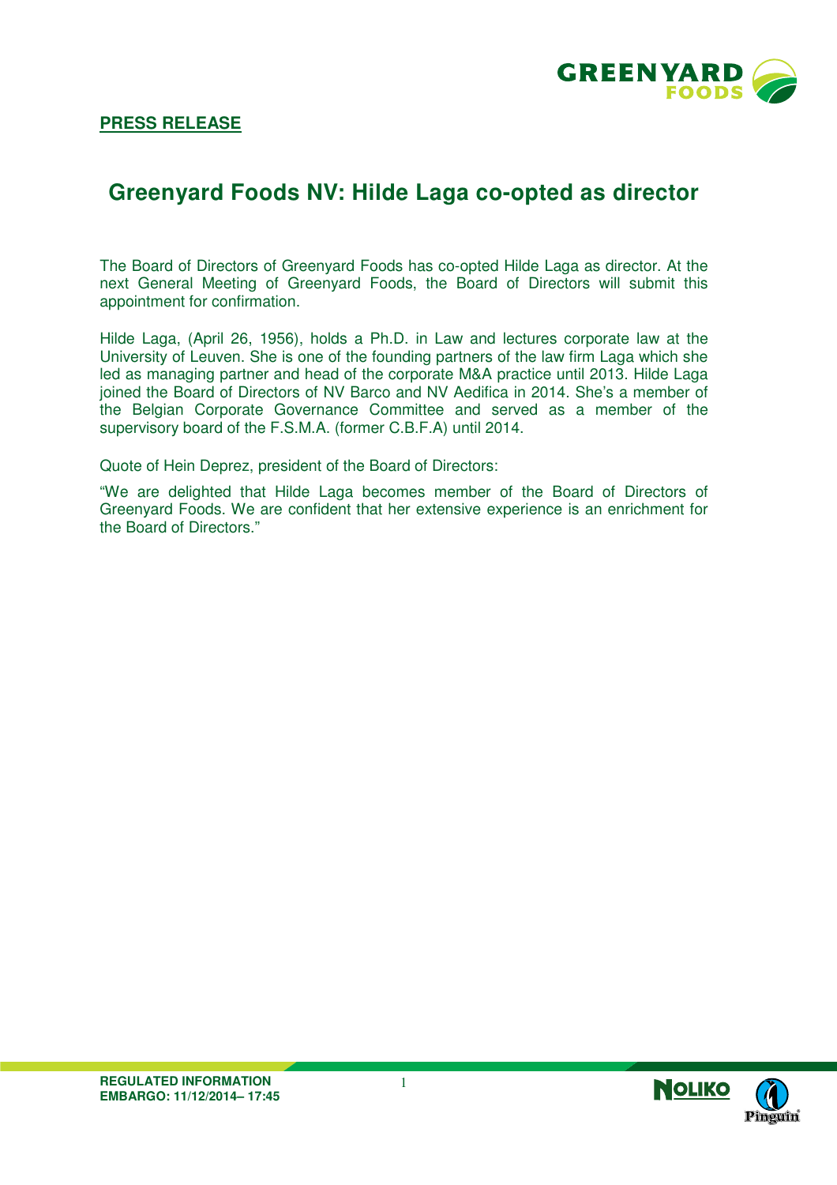**PRESS RELEASE**

# Greenyard Foods NV: Hilde Laga co-opted as director

The Board of Directors of Greenyard Foods has co-opted Hilde Laga as director. At the next General Meeting of Greenyard Foods, the Board of Directors will submit this appointment for confirmation.

Hilde Laga, (April 26, 1956), holds a Ph.D. in Law and lectures corporate law at the University of Leuven. She is one of the founding partners of the law firm Laga which she led as managing partner and head of the corporate M&A practice until 2013. Hilde Laga joined the Board of Directors of NV Barco and NV Aedifica in 2014. She's a member of the Belgian Corporate Governance Committee and served as a member of the supervisory board of the F.S.M.A. (former C.B.F.A) until 2014.

Quote of Hein Deprez, president of the Board of Directors:

"We are delighted that Hilde Laga becomes member of the Board of Directors of Greenyard Foods. We are confident that her extensive experience is an enrichment for the Board of Directors."

**REGULATED INFORMATION**
**EMBARGO: 11/12/2014– 17:45**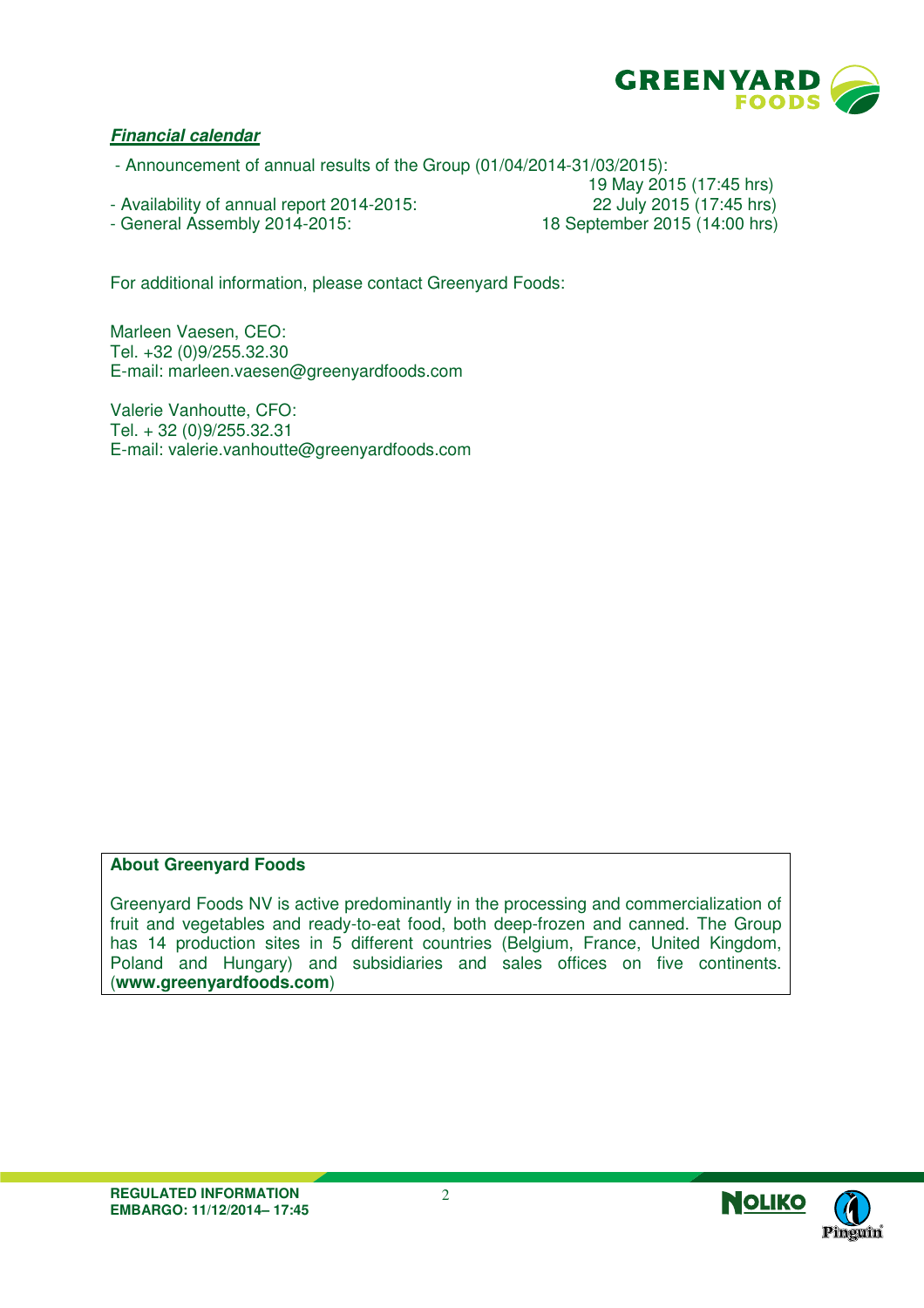***Financial calendar***

- Announcement of annual results of the Group (01/04/2014-31/03/2015): 19 May 2015 (17:45 hrs)
- Availability of annual report 2014-2015: 22 July 2015 (17:45 hrs)
- General Assembly 2014-2015: 18 September 2015 (14:00 hrs)

For additional information, please contact Greenyard Foods:

Marleen Vaesen, CEO:
Tel. +32 (0)9/255.32.30
E-mail: marleen.vaesen@greenyardfoods.com

Valerie Vanhoutte, CFO:
Tel. + 32 (0)9/255.32.31
E-mail: valerie.vanhoutte@greenyardfoods.com

**About Greenyard Foods**

Greenyard Foods NV is active predominantly in the processing and commercialization of fruit and vegetables and ready-to-eat food, both deep-frozen and canned. The Group has 14 production sites in 5 different countries (Belgium, France, United Kingdom, Poland and Hungary) and subsidiaries and sales offices on five continents. (**www.greenyardfoods.com**)

**REGULATED INFORMATION**
**EMBARGO: 11/12/2014– 17:45**